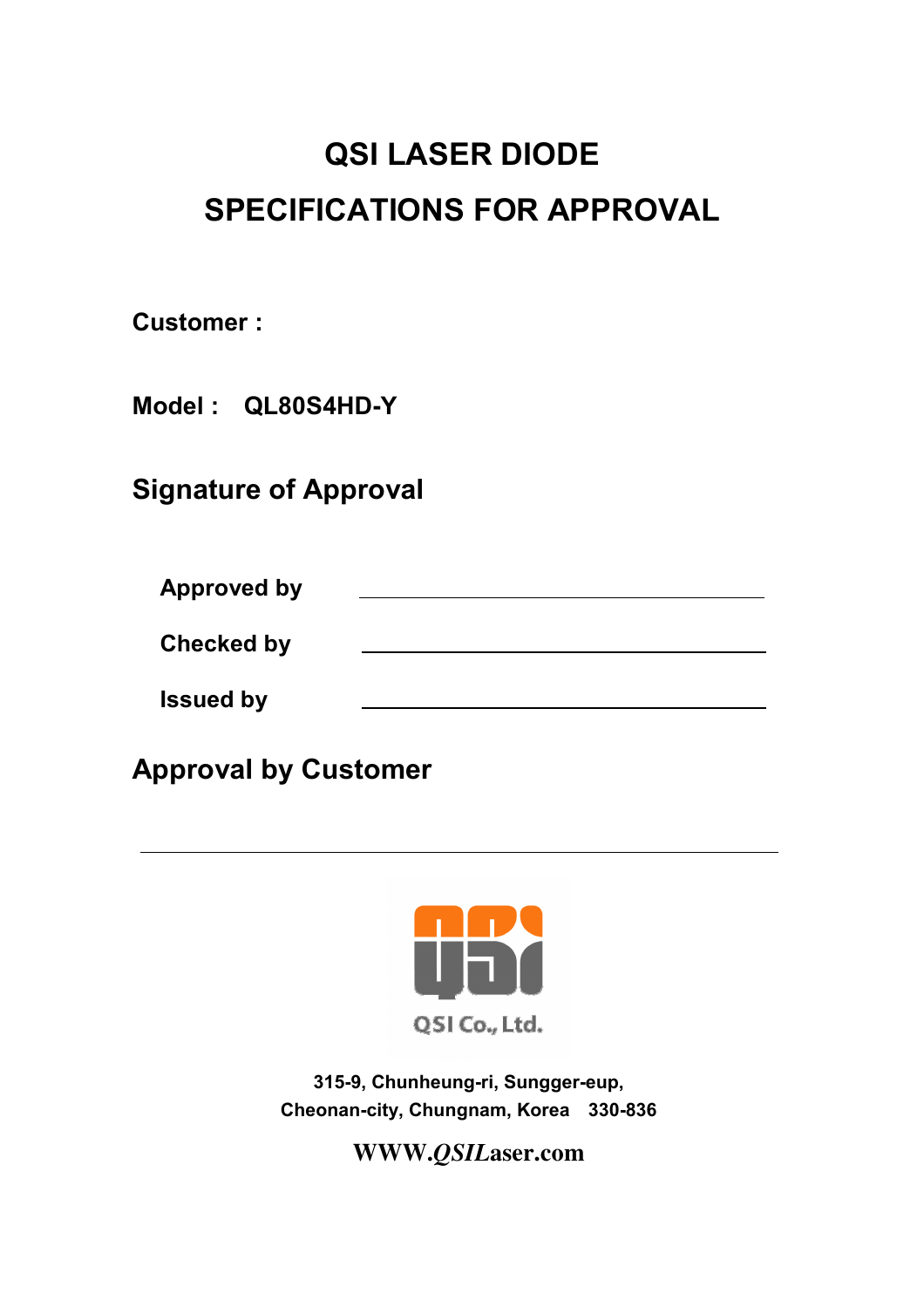# QSI LASER DIODE

# SPECIFICATIONS FOR APPROVAL

**Customer :**

**Model : QL80S4HD-Y**

## Signature of Approval

**Approved by** ______________________________

**Checked by** ______________________________

**Issued by** ______________________________

## Approval by Customer

______________________________________________

QSI Co., Ltd.

**315-9, Chunheung-ri, Sungger-eup,**
**Cheonan-city, Chungnam, Korea 330-836**

**WWW.*QSI*Laser.com**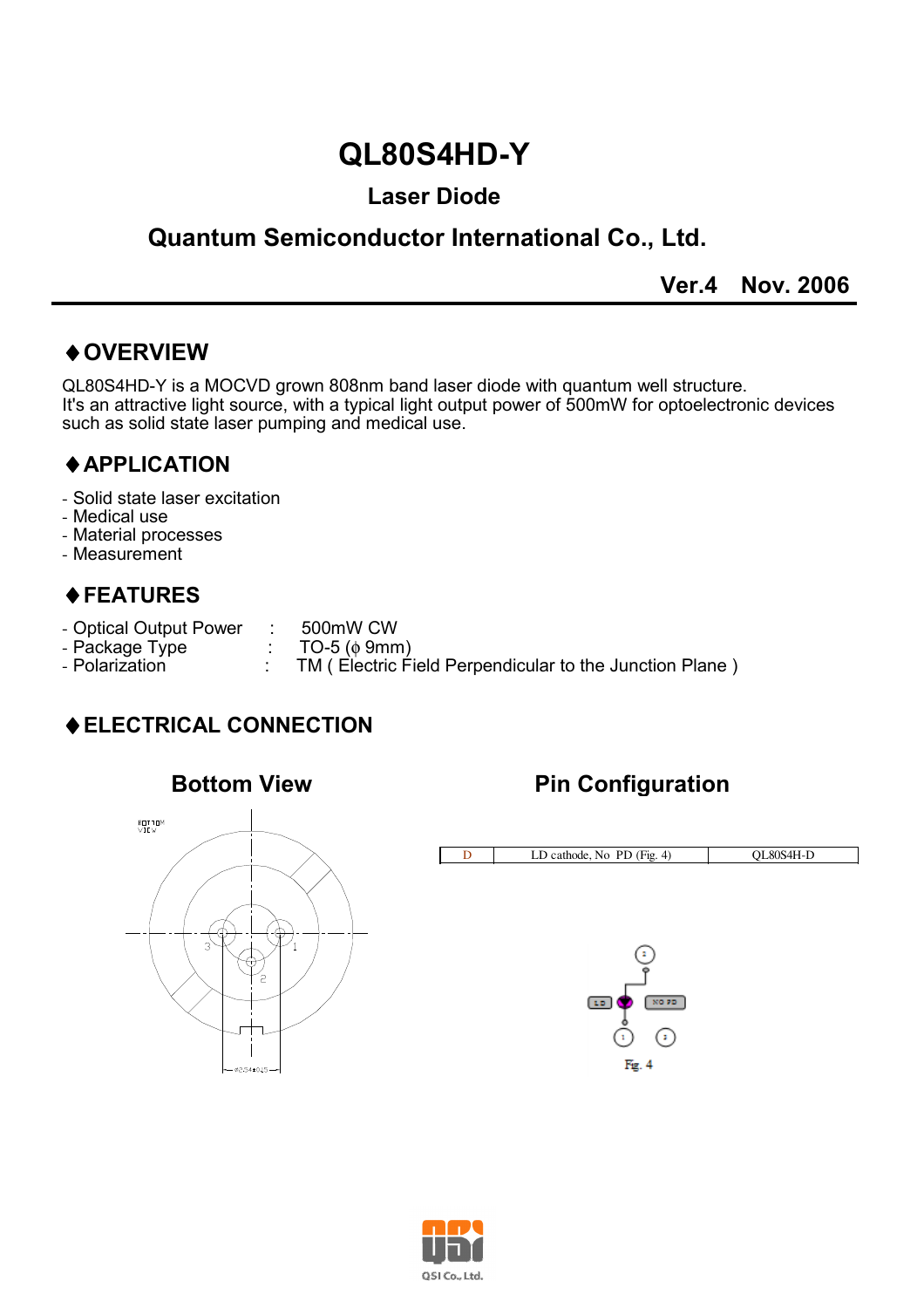# QL80S4HD-Y

## Laser Diode

## Quantum Semiconductor International Co., Ltd.

**Ver.4 Nov. 2006**

## ♦OVERVIEW

QL80S4HD-Y is a MOCVD grown 808nm band laser diode with quantum well structure.
It's an attractive light source, with a typical light output power of 500mW for optoelectronic devices such as solid state laser pumping and medical use.

## ♦APPLICATION

- Solid state laser excitation
- Medical use
- Material processes
- Measurement

## ♦FEATURES

- Optical Output Power : 500mW CW
- Package Type : TO-5 (ϕ 9mm)
- Polarization : TM ( Electric Field Perpendicular to the Junction Plane )

## ♦ELECTRICAL CONNECTION

**Bottom View**

**Pin Configuration**

| D | LD cathode, No PD (Fig. 4) | QL80S4H-D |
|---|---|---|

Fig. 4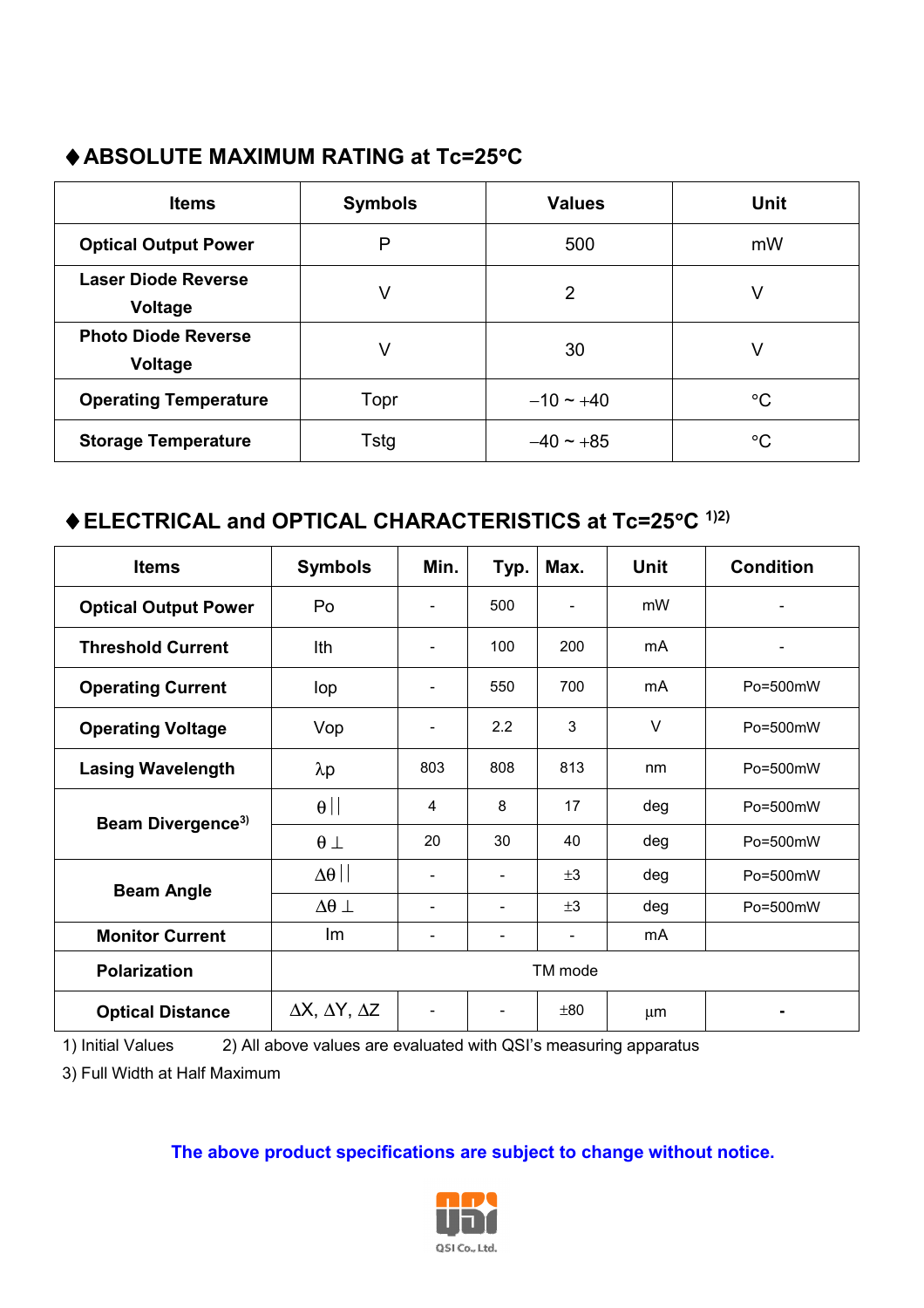## ♦ABSOLUTE MAXIMUM RATING at Tc=25°C

| Items | Symbols | Values | Unit |
|---|---|---|---|
| **Optical Output Power** | P | 500 | mW |
| **Laser Diode Reverse Voltage** | V | 2 | V |
| **Photo Diode Reverse Voltage** | V | 30 | V |
| **Operating Temperature** | Topr | −10 ~ +40 | °C |
| **Storage Temperature** | Tstg | −40 ~ +85 | °C |

## ♦ELECTRICAL and OPTICAL CHARACTERISTICS at Tc=25°C [1)2)]

| Items | Symbols | Min. | Typ. | Max. | Unit | Condition |
|---|---|---|---|---|---|---|
| **Optical Output Power** | Po | - | 500 | - | mW | - |
| **Threshold Current** | Ith | - | 100 | 200 | mA | - |
| **Operating Current** | Iop | - | 550 | 700 | mA | Po=500mW |
| **Operating Voltage** | Vop | - | 2.2 | 3 | V | Po=500mW |
| **Lasing Wavelength** | $\lambda p$ | 803 | 808 | 813 | nm | Po=500mW |
| **Beam Divergence[3)]** | $\theta ||$ | 4 | 8 | 17 | deg | Po=500mW |
| | $\theta \perp$ | 20 | 30 | 40 | deg | Po=500mW |
| **Beam Angle** | $\Delta\theta ||$ | - | - | $\pm 3$ | deg | Po=500mW |
| | $\Delta\theta \perp$ | - | - | $\pm 3$ | deg | Po=500mW |
| **Monitor Current** | Im | - | - | - | mA | |
| **Polarization** | TM mode | | | | | |
| **Optical Distance** | $\Delta X$, $\Delta Y$, $\Delta Z$ | - | - | $\pm 80$ | μm | - |

1) Initial Values 2) All above values are evaluated with QSI's measuring apparatus

3) Full Width at Half Maximum

**The above product specifications are subject to change without notice.**

QSI Co., Ltd.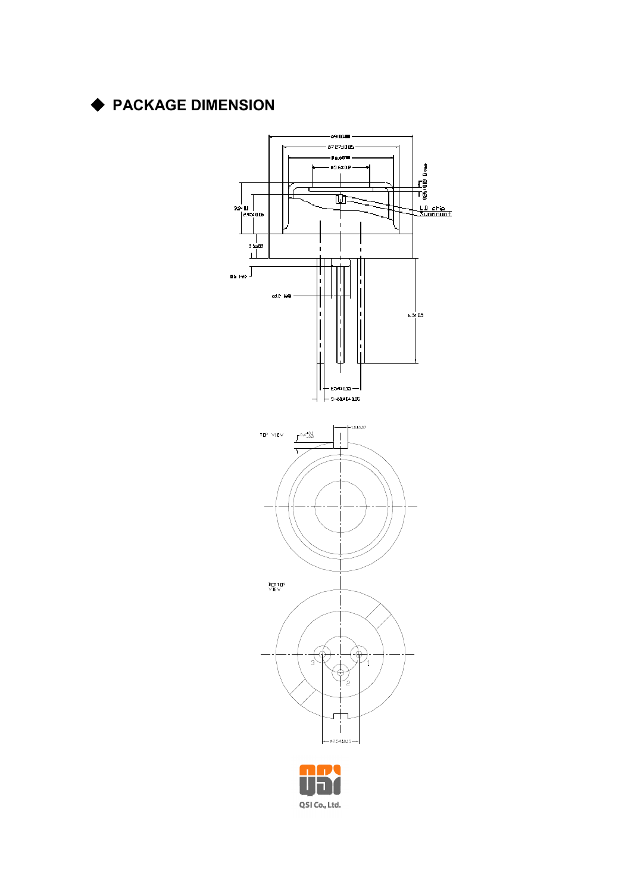## ◆ PACKAGE DIMENSION

Ø9.0-0.05
Ø7.87±0.05
Ø6.6±0.05
Ø3.6±0.1
0.25±0.05 0.5max
3.24±0.1
2.40±0.05
LD chip
Support
0.5±0.1
0.5 MAX
Ø1.6 MAX
6.3±0.5
Ø2.54±0.20
3-Ø0.45±0.05

TOP VIEW
0.4
1.0±0.07

BOTTOM VIEW
3
2
1
Ø2.54±0.20

QSI Co., Ltd.